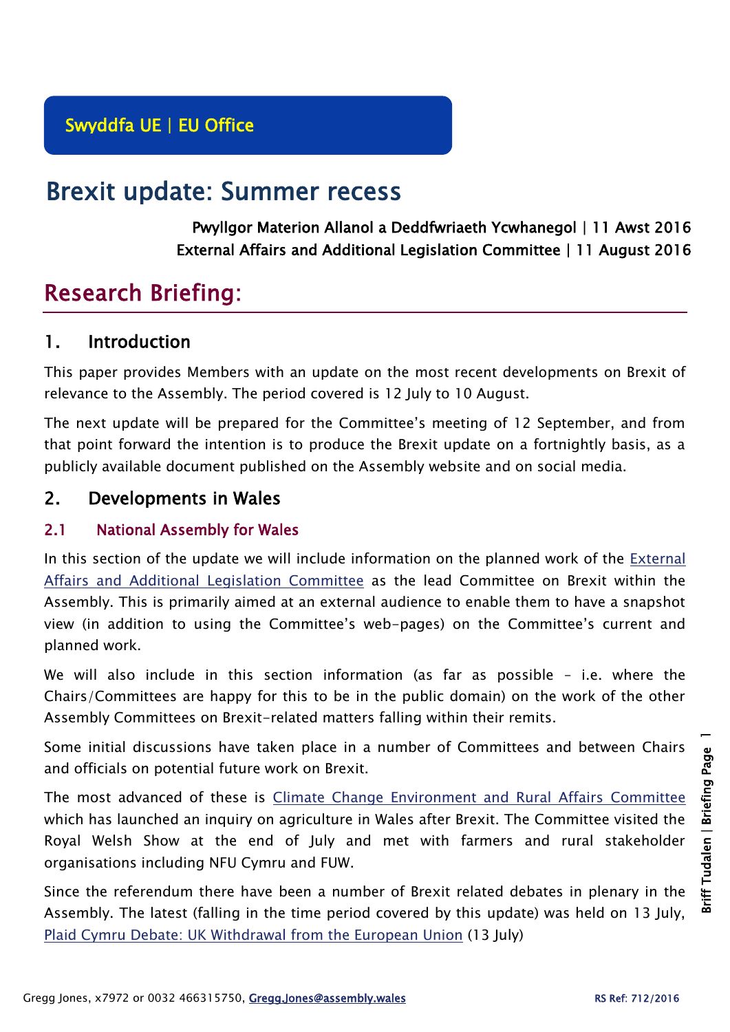Swyddfa UE | EU Office

# Brexit update: Summer recess

Pwyllgor Materion Allanol a Deddfwriaeth Ycwhanegol | 11 Awst 2016
External Affairs and Additional Legislation Committee | 11 August 2016

# Research Briefing:

## 1. Introduction

This paper provides Members with an update on the most recent developments on Brexit of relevance to the Assembly. The period covered is 12 July to 10 August.

The next update will be prepared for the Committee's meeting of 12 September, and from that point forward the intention is to produce the Brexit update on a fortnightly basis, as a publicly available document published on the Assembly website and on social media.

## 2. Developments in Wales

### 2.1 National Assembly for Wales

In this section of the update we will include information on the planned work of the External Affairs and Additional Legislation Committee as the lead Committee on Brexit within the Assembly. This is primarily aimed at an external audience to enable them to have a snapshot view (in addition to using the Committee's web-pages) on the Committee's current and planned work.

We will also include in this section information (as far as possible – i.e. where the Chairs/Committees are happy for this to be in the public domain) on the work of the other Assembly Committees on Brexit-related matters falling within their remits.

Some initial discussions have taken place in a number of Committees and between Chairs and officials on potential future work on Brexit.

The most advanced of these is Climate Change Environment and Rural Affairs Committee which has launched an inquiry on agriculture in Wales after Brexit. The Committee visited the Royal Welsh Show at the end of July and met with farmers and rural stakeholder organisations including NFU Cymru and FUW.

Since the referendum there have been a number of Brexit related debates in plenary in the Assembly. The latest (falling in the time period covered by this update) was held on 13 July, Plaid Cymru Debate: UK Withdrawal from the European Union (13 July)

Gregg Jones, x7972 or 0032 466315750, Gregg.Jones@assembly.wales RS Ref: 712/2016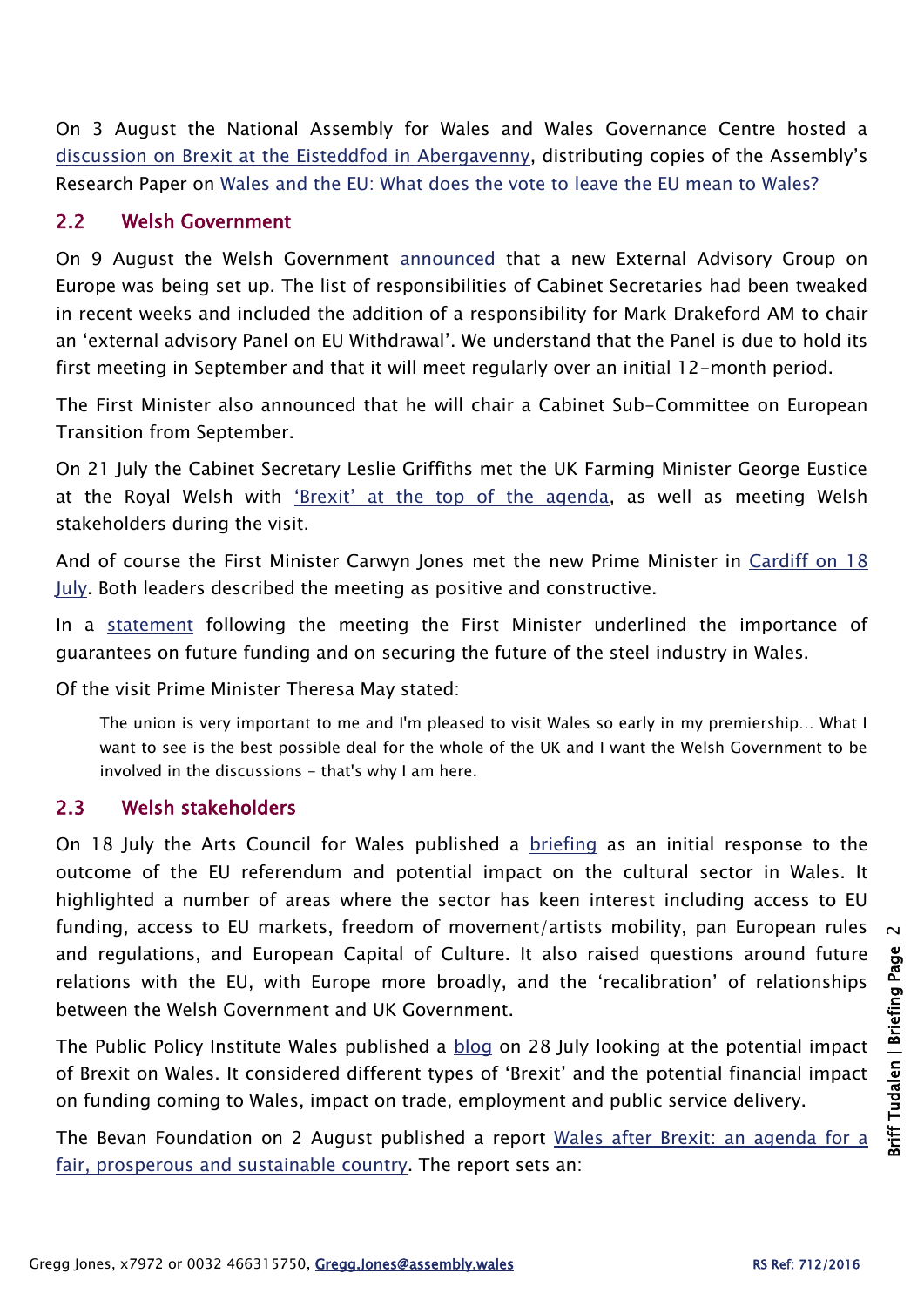On 3 August the National Assembly for Wales and Wales Governance Centre hosted a discussion on Brexit at the Eisteddfod in Abergavenny, distributing copies of the Assembly's Research Paper on Wales and the EU: What does the vote to leave the EU mean to Wales?

## 2.2 Welsh Government

On 9 August the Welsh Government announced that a new External Advisory Group on Europe was being set up. The list of responsibilities of Cabinet Secretaries had been tweaked in recent weeks and included the addition of a responsibility for Mark Drakeford AM to chair an 'external advisory Panel on EU Withdrawal'. We understand that the Panel is due to hold its first meeting in September and that it will meet regularly over an initial 12-month period.

The First Minister also announced that he will chair a Cabinet Sub-Committee on European Transition from September.

On 21 July the Cabinet Secretary Leslie Griffiths met the UK Farming Minister George Eustice at the Royal Welsh with 'Brexit' at the top of the agenda, as well as meeting Welsh stakeholders during the visit.

And of course the First Minister Carwyn Jones met the new Prime Minister in Cardiff on 18 July. Both leaders described the meeting as positive and constructive.

In a statement following the meeting the First Minister underlined the importance of guarantees on future funding and on securing the future of the steel industry in Wales.

Of the visit Prime Minister Theresa May stated:

> The union is very important to me and I'm pleased to visit Wales so early in my premiership… What I want to see is the best possible deal for the whole of the UK and I want the Welsh Government to be involved in the discussions - that's why I am here.

## 2.3 Welsh stakeholders

On 18 July the Arts Council for Wales published a briefing as an initial response to the outcome of the EU referendum and potential impact on the cultural sector in Wales. It highlighted a number of areas where the sector has keen interest including access to EU funding, access to EU markets, freedom of movement/artists mobility, pan European rules and regulations, and European Capital of Culture. It also raised questions around future relations with the EU, with Europe more broadly, and the 'recalibration' of relationships between the Welsh Government and UK Government.

The Public Policy Institute Wales published a blog on 28 July looking at the potential impact of Brexit on Wales. It considered different types of 'Brexit' and the potential financial impact on funding coming to Wales, impact on trade, employment and public service delivery.

The Bevan Foundation on 2 August published a report Wales after Brexit: an agenda for a fair, prosperous and sustainable country. The report sets an: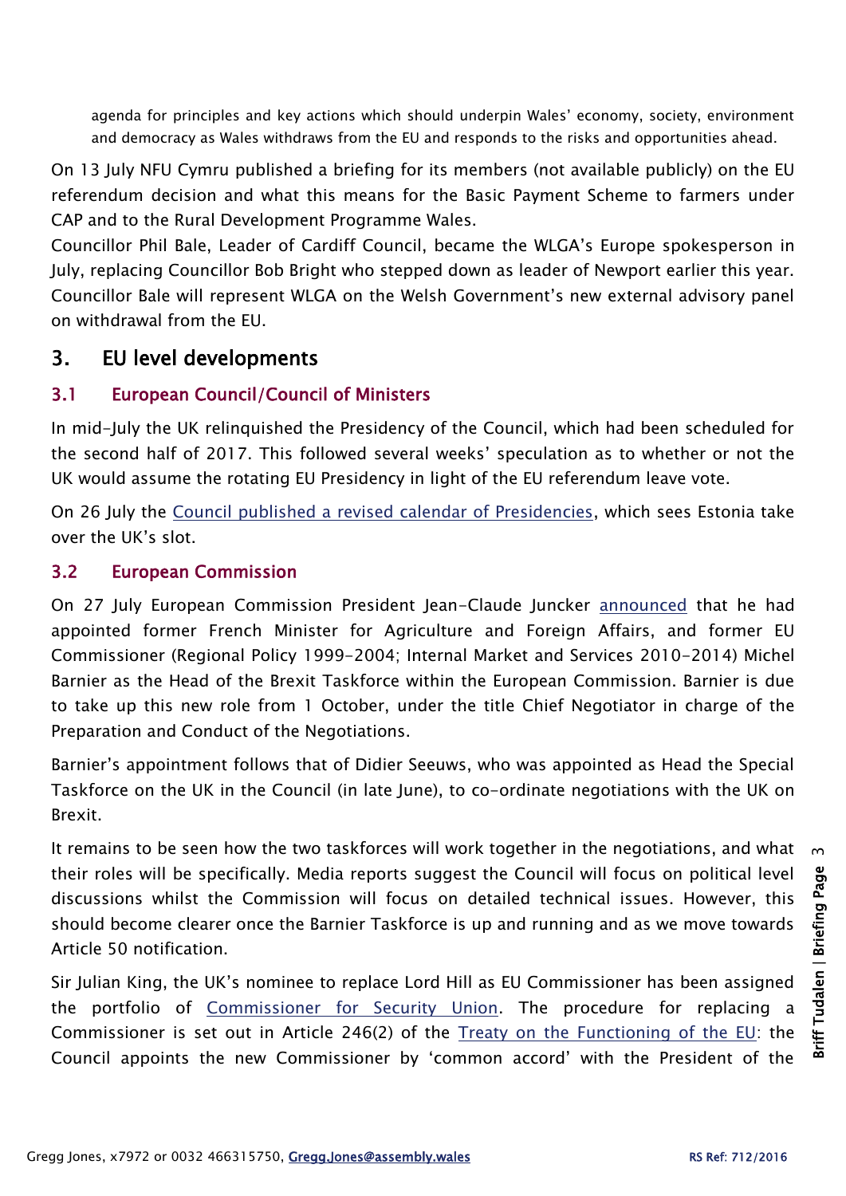agenda for principles and key actions which should underpin Wales' economy, society, environment and democracy as Wales withdraws from the EU and responds to the risks and opportunities ahead.

On 13 July NFU Cymru published a briefing for its members (not available publicly) on the EU referendum decision and what this means for the Basic Payment Scheme to farmers under CAP and to the Rural Development Programme Wales.

Councillor Phil Bale, Leader of Cardiff Council, became the WLGA's Europe spokesperson in July, replacing Councillor Bob Bright who stepped down as leader of Newport earlier this year. Councillor Bale will represent WLGA on the Welsh Government's new external advisory panel on withdrawal from the EU.

## 3. EU level developments

### 3.1 European Council/Council of Ministers

In mid-July the UK relinquished the Presidency of the Council, which had been scheduled for the second half of 2017. This followed several weeks' speculation as to whether or not the UK would assume the rotating EU Presidency in light of the EU referendum leave vote.

On 26 July the Council published a revised calendar of Presidencies, which sees Estonia take over the UK's slot.

### 3.2 European Commission

On 27 July European Commission President Jean-Claude Juncker announced that he had appointed former French Minister for Agriculture and Foreign Affairs, and former EU Commissioner (Regional Policy 1999-2004; Internal Market and Services 2010-2014) Michel Barnier as the Head of the Brexit Taskforce within the European Commission. Barnier is due to take up this new role from 1 October, under the title Chief Negotiator in charge of the Preparation and Conduct of the Negotiations.

Barnier's appointment follows that of Didier Seeuws, who was appointed as Head the Special Taskforce on the UK in the Council (in late June), to co-ordinate negotiations with the UK on Brexit.

It remains to be seen how the two taskforces will work together in the negotiations, and what their roles will be specifically. Media reports suggest the Council will focus on political level discussions whilst the Commission will focus on detailed technical issues. However, this should become clearer once the Barnier Taskforce is up and running and as we move towards Article 50 notification.

Sir Julian King, the UK's nominee to replace Lord Hill as EU Commissioner has been assigned the portfolio of Commissioner for Security Union. The procedure for replacing a Commissioner is set out in Article 246(2) of the Treaty on the Functioning of the EU: the Council appoints the new Commissioner by 'common accord' with the President of the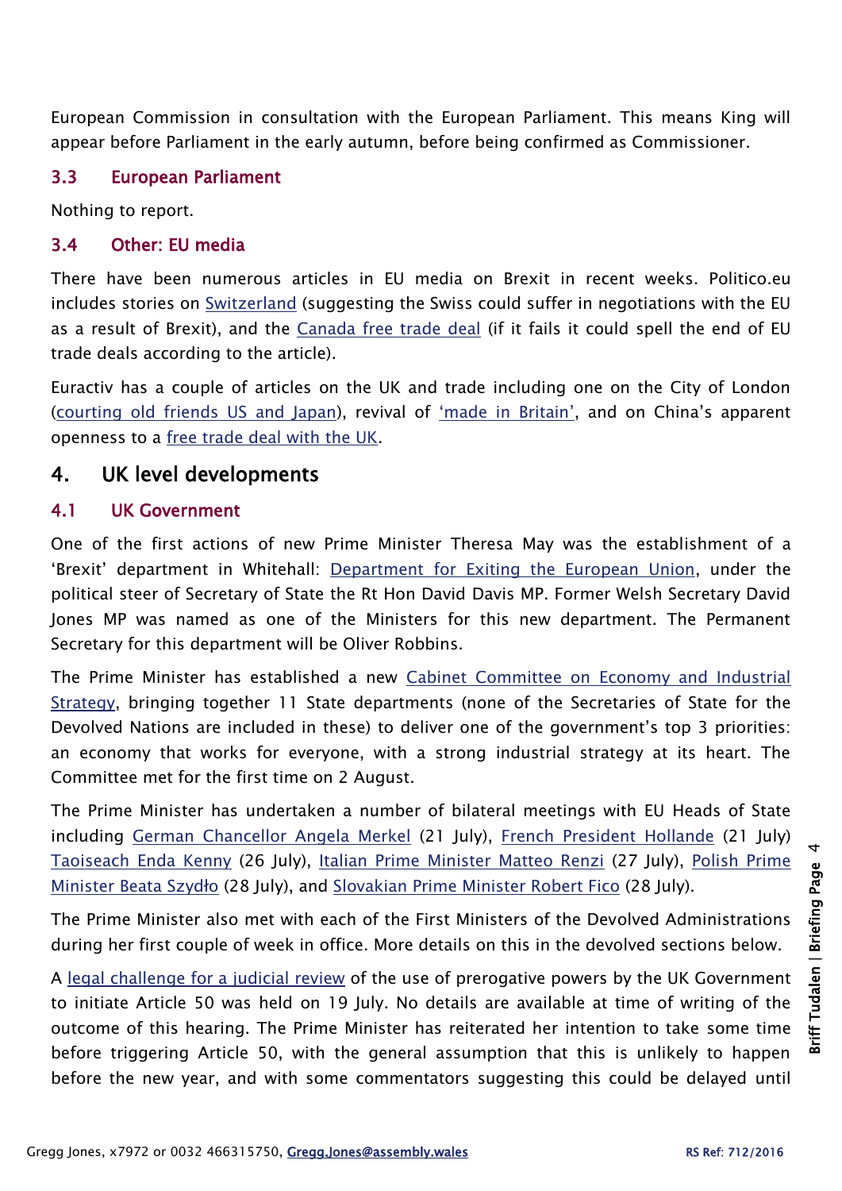European Commission in consultation with the European Parliament. This means King will appear before Parliament in the early autumn, before being confirmed as Commissioner.

### 3.3 European Parliament

Nothing to report.

### 3.4 Other: EU media

There have been numerous articles in EU media on Brexit in recent weeks. Politico.eu includes stories on Switzerland (suggesting the Swiss could suffer in negotiations with the EU as a result of Brexit), and the Canada free trade deal (if it fails it could spell the end of EU trade deals according to the article).

Euractiv has a couple of articles on the UK and trade including one on the City of London (courting old friends US and Japan), revival of 'made in Britain', and on China's apparent openness to a free trade deal with the UK.

## 4. UK level developments

### 4.1 UK Government

One of the first actions of new Prime Minister Theresa May was the establishment of a 'Brexit' department in Whitehall: Department for Exiting the European Union, under the political steer of Secretary of State the Rt Hon David Davis MP. Former Welsh Secretary David Jones MP was named as one of the Ministers for this new department. The Permanent Secretary for this department will be Oliver Robbins.

The Prime Minister has established a new Cabinet Committee on Economy and Industrial Strategy, bringing together 11 State departments (none of the Secretaries of State for the Devolved Nations are included in these) to deliver one of the government's top 3 priorities: an economy that works for everyone, with a strong industrial strategy at its heart. The Committee met for the first time on 2 August.

The Prime Minister has undertaken a number of bilateral meetings with EU Heads of State including German Chancellor Angela Merkel (21 July), French President Hollande (21 July) Taoiseach Enda Kenny (26 July), Italian Prime Minister Matteo Renzi (27 July), Polish Prime Minister Beata Szydło (28 July), and Slovakian Prime Minister Robert Fico (28 July).

The Prime Minister also met with each of the First Ministers of the Devolved Administrations during her first couple of week in office. More details on this in the devolved sections below.

A legal challenge for a judicial review of the use of prerogative powers by the UK Government to initiate Article 50 was held on 19 July. No details are available at time of writing of the outcome of this hearing. The Prime Minister has reiterated her intention to take some time before triggering Article 50, with the general assumption that this is unlikely to happen before the new year, and with some commentators suggesting this could be delayed until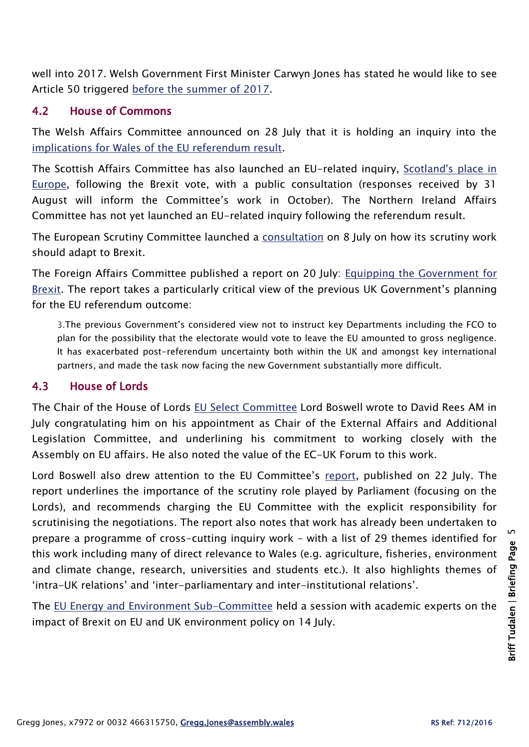well into 2017. Welsh Government First Minister Carwyn Jones has stated he would like to see Article 50 triggered before the summer of 2017.

## 4.2 House of Commons

The Welsh Affairs Committee announced on 28 July that it is holding an inquiry into the implications for Wales of the EU referendum result.

The Scottish Affairs Committee has also launched an EU-related inquiry, Scotland's place in Europe, following the Brexit vote, with a public consultation (responses received by 31 August will inform the Committee's work in October). The Northern Ireland Affairs Committee has not yet launched an EU-related inquiry following the referendum result.

The European Scrutiny Committee launched a consultation on 8 July on how its scrutiny work should adapt to Brexit.

The Foreign Affairs Committee published a report on 20 July: Equipping the Government for Brexit. The report takes a particularly critical view of the previous UK Government's planning for the EU referendum outcome:

> 3.The previous Government's considered view not to instruct key Departments including the FCO to plan for the possibility that the electorate would vote to leave the EU amounted to gross negligence. It has exacerbated post-referendum uncertainty both within the UK and amongst key international partners, and made the task now facing the new Government substantially more difficult.

## 4.3 House of Lords

The Chair of the House of Lords EU Select Committee Lord Boswell wrote to David Rees AM in July congratulating him on his appointment as Chair of the External Affairs and Additional Legislation Committee, and underlining his commitment to working closely with the Assembly on EU affairs. He also noted the value of the EC-UK Forum to this work.

Lord Boswell also drew attention to the EU Committee's report, published on 22 July. The report underlines the importance of the scrutiny role played by Parliament (focusing on the Lords), and recommends charging the EU Committee with the explicit responsibility for scrutinising the negotiations. The report also notes that work has already been undertaken to prepare a programme of cross-cutting inquiry work – with a list of 29 themes identified for this work including many of direct relevance to Wales (e.g. agriculture, fisheries, environment and climate change, research, universities and students etc.). It also highlights themes of 'intra-UK relations' and 'inter-parliamentary and inter-institutional relations'.

The EU Energy and Environment Sub-Committee held a session with academic experts on the impact of Brexit on EU and UK environment policy on 14 July.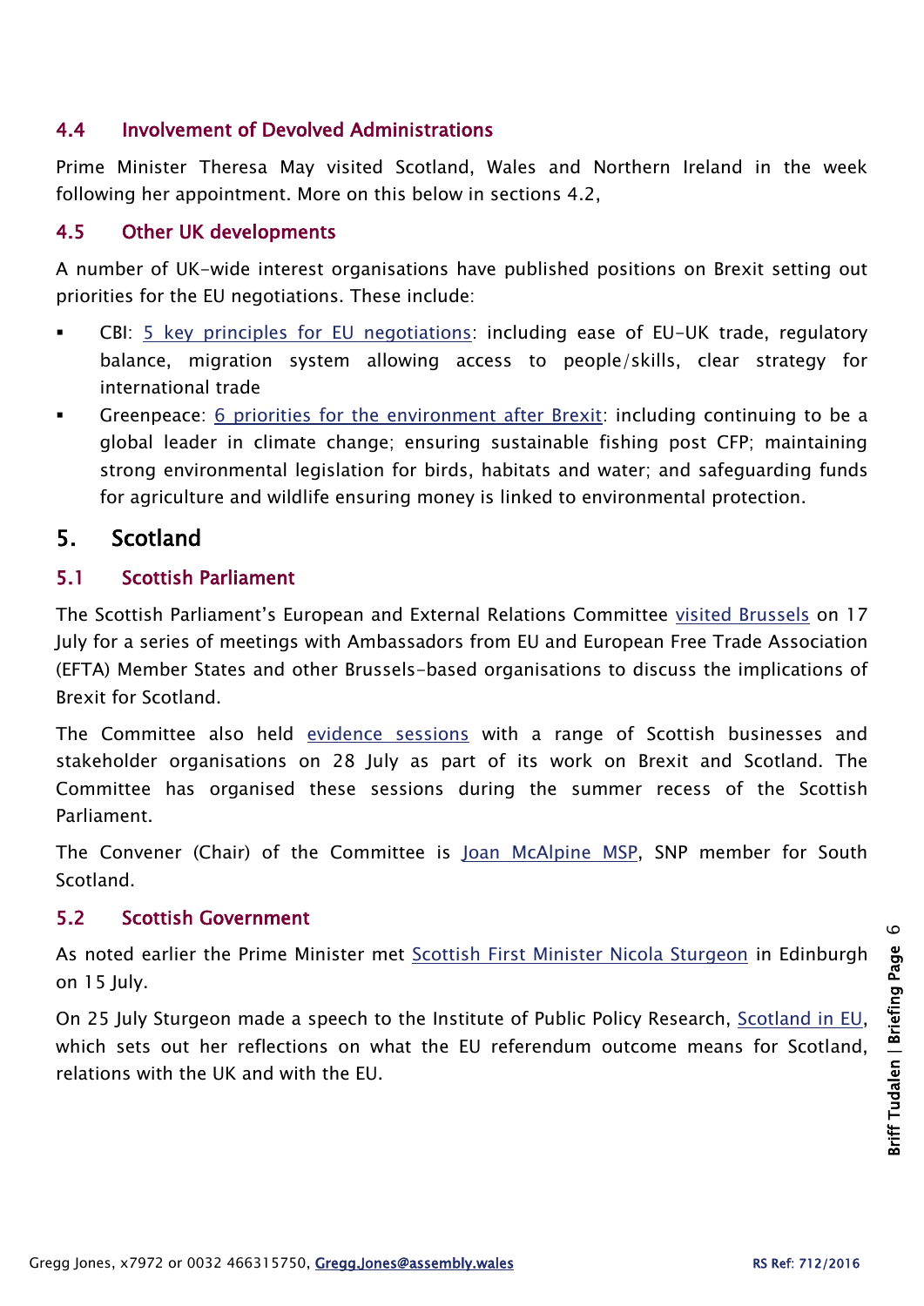### 4.4 Involvement of Devolved Administrations

Prime Minister Theresa May visited Scotland, Wales and Northern Ireland in the week following her appointment. More on this below in sections 4.2,

### 4.5 Other UK developments

A number of UK-wide interest organisations have published positions on Brexit setting out priorities for the EU negotiations. These include:

- CBI: 5 key principles for EU negotiations: including ease of EU-UK trade, regulatory balance, migration system allowing access to people/skills, clear strategy for international trade
- Greenpeace: 6 priorities for the environment after Brexit: including continuing to be a global leader in climate change; ensuring sustainable fishing post CFP; maintaining strong environmental legislation for birds, habitats and water; and safeguarding funds for agriculture and wildlife ensuring money is linked to environmental protection.

## 5. Scotland

### 5.1 Scottish Parliament

The Scottish Parliament's European and External Relations Committee visited Brussels on 17 July for a series of meetings with Ambassadors from EU and European Free Trade Association (EFTA) Member States and other Brussels-based organisations to discuss the implications of Brexit for Scotland.

The Committee also held evidence sessions with a range of Scottish businesses and stakeholder organisations on 28 July as part of its work on Brexit and Scotland. The Committee has organised these sessions during the summer recess of the Scottish Parliament.

The Convener (Chair) of the Committee is Joan McAlpine MSP, SNP member for South Scotland.

### 5.2 Scottish Government

As noted earlier the Prime Minister met Scottish First Minister Nicola Sturgeon in Edinburgh on 15 July.

On 25 July Sturgeon made a speech to the Institute of Public Policy Research, Scotland in EU, which sets out her reflections on what the EU referendum outcome means for Scotland, relations with the UK and with the EU.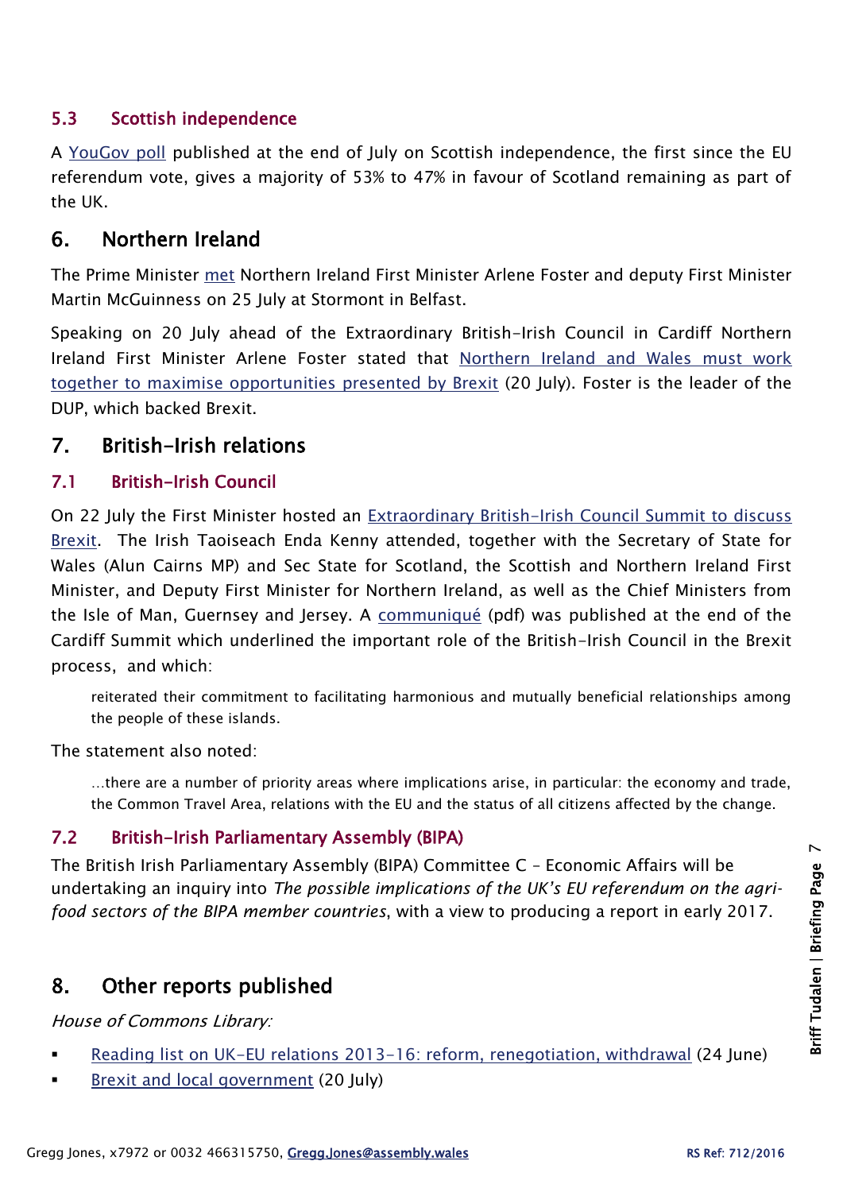### 5.3 Scottish independence

A YouGov poll published at the end of July on Scottish independence, the first since the EU referendum vote, gives a majority of 53% to 47% in favour of Scotland remaining as part of the UK.

## 6. Northern Ireland

The Prime Minister met Northern Ireland First Minister Arlene Foster and deputy First Minister Martin McGuinness on 25 July at Stormont in Belfast.

Speaking on 20 July ahead of the Extraordinary British-Irish Council in Cardiff Northern Ireland First Minister Arlene Foster stated that Northern Ireland and Wales must work together to maximise opportunities presented by Brexit (20 July). Foster is the leader of the DUP, which backed Brexit.

## 7. British-Irish relations

### 7.1 British-Irish Council

On 22 July the First Minister hosted an Extraordinary British-Irish Council Summit to discuss Brexit. The Irish Taoiseach Enda Kenny attended, together with the Secretary of State for Wales (Alun Cairns MP) and Sec State for Scotland, the Scottish and Northern Ireland First Minister, and Deputy First Minister for Northern Ireland, as well as the Chief Ministers from the Isle of Man, Guernsey and Jersey. A communiqué (pdf) was published at the end of the Cardiff Summit which underlined the important role of the British-Irish Council in the Brexit process, and which:

> reiterated their commitment to facilitating harmonious and mutually beneficial relationships among the people of these islands.

The statement also noted:

> …there are a number of priority areas where implications arise, in particular: the economy and trade, the Common Travel Area, relations with the EU and the status of all citizens affected by the change.

### 7.2 British-Irish Parliamentary Assembly (BIPA)

The British Irish Parliamentary Assembly (BIPA) Committee C – Economic Affairs will be undertaking an inquiry into *The possible implications of the UK's EU referendum on the agri-food sectors of the BIPA member countries*, with a view to producing a report in early 2017.

## 8. Other reports published

*House of Commons Library:*

- Reading list on UK-EU relations 2013-16: reform, renegotiation, withdrawal (24 June)
- Brexit and local government (20 July)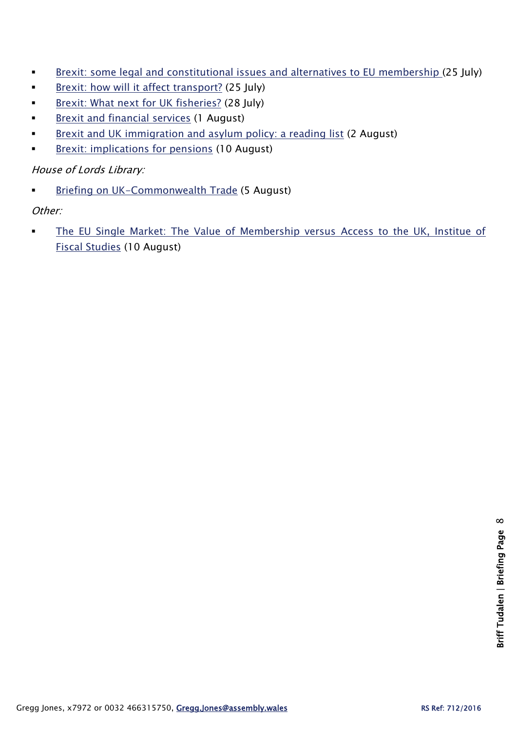- Brexit: some legal and constitutional issues and alternatives to EU membership (25 July)
- Brexit: how will it affect transport? (25 July)
- Brexit: What next for UK fisheries? (28 July)
- Brexit and financial services (1 August)
- Brexit and UK immigration and asylum policy: a reading list (2 August)
- Brexit: implications for pensions (10 August)

*House of Lords Library:*

- Briefing on UK-Commonwealth Trade (5 August)

*Other:*

- The EU Single Market: The Value of Membership versus Access to the UK, Institue of Fiscal Studies (10 August)